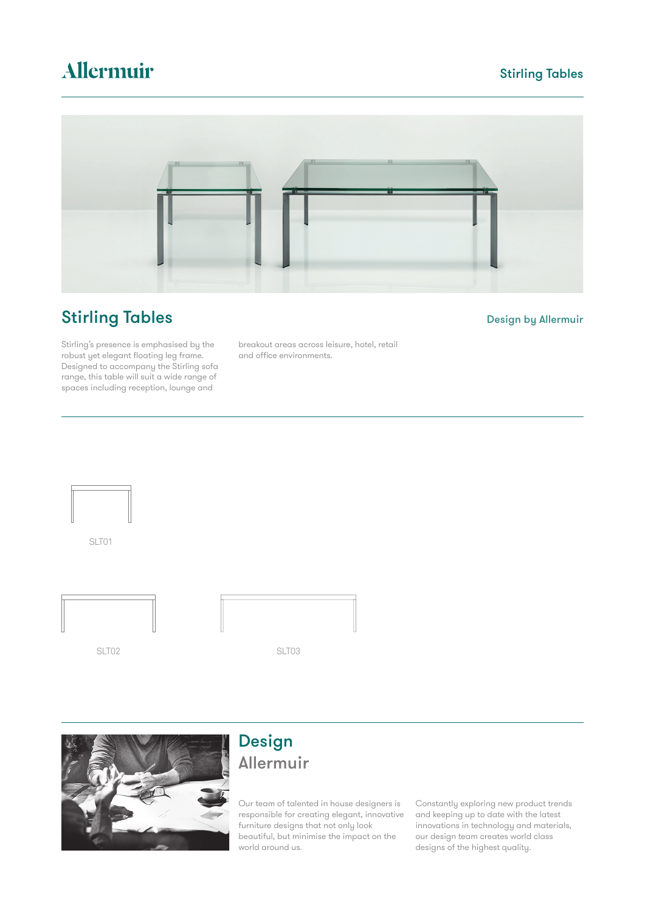Allermuir

# Stirling Tables

Design by Allermuir

Stirling's presence is emphasised by the robust yet elegant floating leg frame. Designed to accompany the Stirling sofa range, this table will suit a wide range of spaces including reception, lounge and breakout areas across leisure, hotel, retail and office environments.

SLT01

SLT02

SLT03

## Design
## Allermuir

Our team of talented in house designers is responsible for creating elegant, innovative furniture designs that not only look beautiful, but minimise the impact on the world around us.

Constantly exploring new product trends and keeping up to date with the latest innovations in technology and materials, our design team creates world class designs of the highest quality.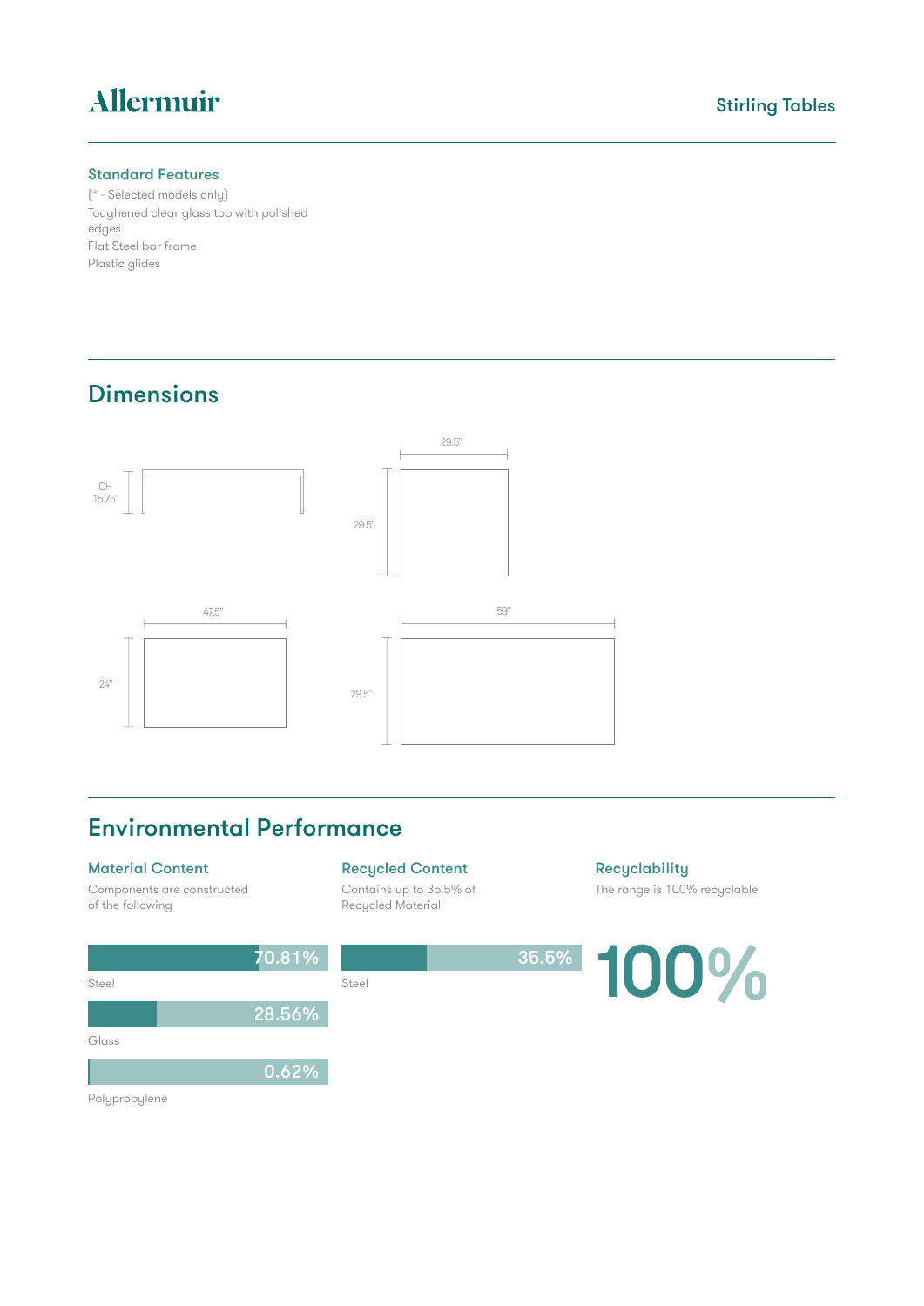Allermuir

Stirling Tables

### Standard Features

(* - Selected models only)

Toughened clear glass top with polished edges

Flat Steel bar frame

Plastic glides

## Dimensions

OH 15.75"

29.5"

29.5"

47.5"

24"

59"

29.5"

## Environmental Performance

### Material Content

Components are constructed of the following

70.81%

Steel

28.56%

Glass

0.62%

Polypropylene

### Recycled Content

Contains up to 35.5% of Recycled Material

35.5%

Steel

### Recyclability

The range is 100% recyclable

100%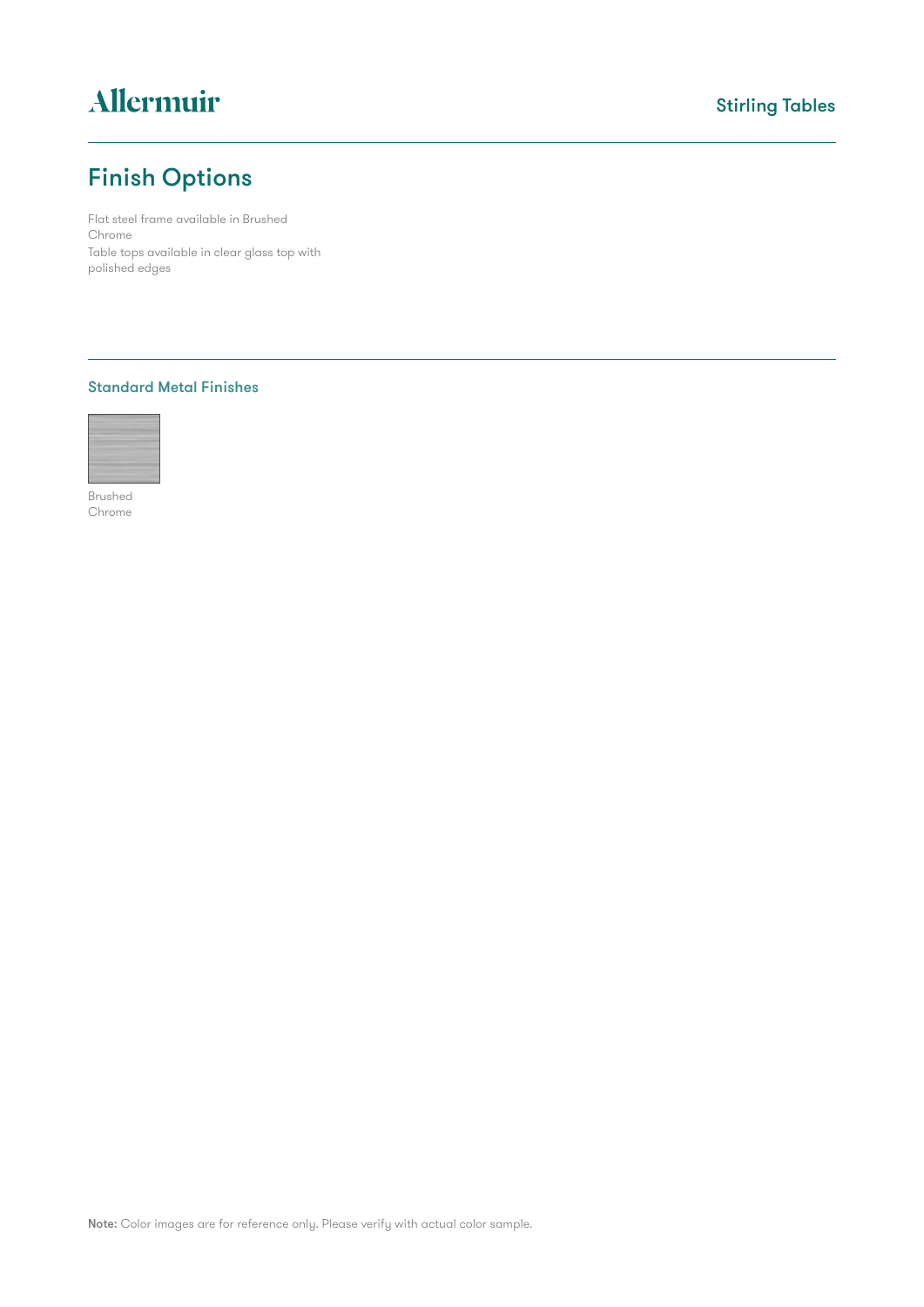# Finish Options

Flat steel frame available in Brushed Chrome
Table tops available in clear glass top with polished edges

## Standard Metal Finishes

Brushed Chrome

**Note:** Color images are for reference only. Please verify with actual color sample.